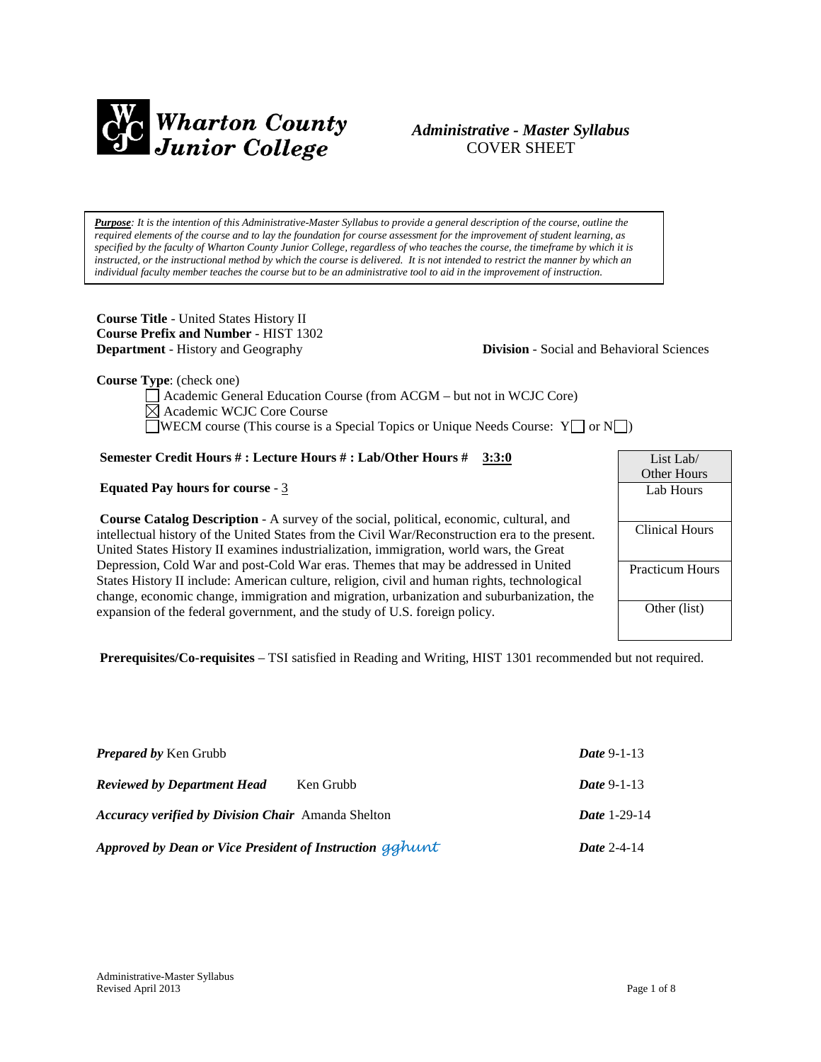**Wharton County Junior College**

***Administrative - Master Syllabus***
COVER SHEET

> ***Purpose****: It is the intention of this Administrative-Master Syllabus to provide a general description of the course, outline the required elements of the course and to lay the foundation for course assessment for the improvement of student learning, as specified by the faculty of Wharton County Junior College, regardless of who teaches the course, the timeframe by which it is instructed, or the instructional method by which the course is delivered. It is not intended to restrict the manner by which an individual faculty member teaches the course but to be an administrative tool to aid in the improvement of instruction.*

**Course Title** - United States History II
**Course Prefix and Number** - HIST 1302
**Department** - History and Geography **Division** - Social and Behavioral Sciences

**Course Type**: (check one)

- ☐ Academic General Education Course (from ACGM – but not in WCJC Core)
- ☒ Academic WCJC Core Course
- ☐ WECM course (This course is a Special Topics or Unique Needs Course: Y☐ or N☐)

**Semester Credit Hours # : Lecture Hours # : Lab/Other Hours #** <u>**3:3:0**</u>

**Equated Pay hours for course** - <u>3</u>

**Course Catalog Description** - A survey of the social, political, economic, cultural, and intellectual history of the United States from the Civil War/Reconstruction era to the present. United States History II examines industrialization, immigration, world wars, the Great Depression, Cold War and post-Cold War eras. Themes that may be addressed in United States History II include: American culture, religion, civil and human rights, technological change, economic change, immigration and migration, urbanization and suburbanization, the expansion of the federal government, and the study of U.S. foreign policy.

| List Lab/ Other Hours |
|---|
| Lab Hours |
| Clinical Hours |
| Practicum Hours |
| Other (list) |

**Prerequisites/Co-requisites** – TSI satisfied in Reading and Writing, HIST 1301 recommended but not required.

***Prepared by*** Ken Grubb ***Date*** 9-1-13

***Reviewed by Department Head*** Ken Grubb ***Date*** 9-1-13

***Accuracy verified by Division Chair*** Amanda Shelton ***Date*** 1-29-14

***Approved by Dean or Vice President of Instruction*** gghunt ***Date*** 2-4-14

Administrative-Master Syllabus
Revised April 2013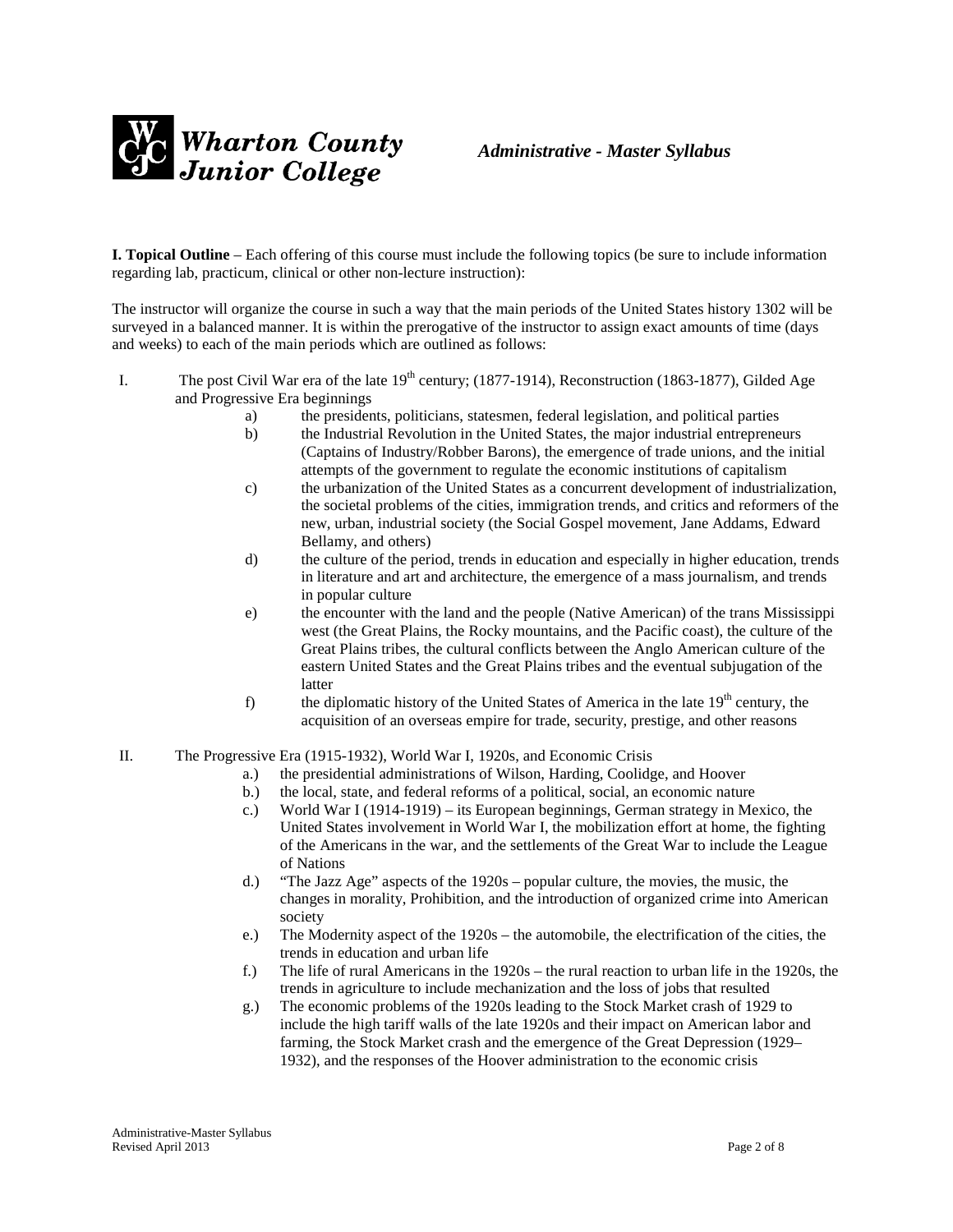**I. Topical Outline** – Each offering of this course must include the following topics (be sure to include information regarding lab, practicum, clinical or other non-lecture instruction):

The instructor will organize the course in such a way that the main periods of the United States history 1302 will be surveyed in a balanced manner. It is within the prerogative of the instructor to assign exact amounts of time (days and weeks) to each of the main periods which are outlined as follows:

I. The post Civil War era of the late 19th century; (1877-1914), Reconstruction (1863-1877), Gilded Age and Progressive Era beginnings

   a) the presidents, politicians, statesmen, federal legislation, and political parties
   b) the Industrial Revolution in the United States, the major industrial entrepreneurs (Captains of Industry/Robber Barons), the emergence of trade unions, and the initial attempts of the government to regulate the economic institutions of capitalism
   c) the urbanization of the United States as a concurrent development of industrialization, the societal problems of the cities, immigration trends, and critics and reformers of the new, urban, industrial society (the Social Gospel movement, Jane Addams, Edward Bellamy, and others)
   d) the culture of the period, trends in education and especially in higher education, trends in literature and art and architecture, the emergence of a mass journalism, and trends in popular culture
   e) the encounter with the land and the people (Native American) of the trans Mississippi west (the Great Plains, the Rocky mountains, and the Pacific coast), the culture of the Great Plains tribes, the cultural conflicts between the Anglo American culture of the eastern United States and the Great Plains tribes and the eventual subjugation of the latter
   f) the diplomatic history of the United States of America in the late 19th century, the acquisition of an overseas empire for trade, security, prestige, and other reasons

II. The Progressive Era (1915-1932), World War I, 1920s, and Economic Crisis

   a.) the presidential administrations of Wilson, Harding, Coolidge, and Hoover
   b.) the local, state, and federal reforms of a political, social, an economic nature
   c.) World War I (1914-1919) – its European beginnings, German strategy in Mexico, the United States involvement in World War I, the mobilization effort at home, the fighting of the Americans in the war, and the settlements of the Great War to include the League of Nations
   d.) "The Jazz Age" aspects of the 1920s – popular culture, the movies, the music, the changes in morality, Prohibition, and the introduction of organized crime into American society
   e.) The Modernity aspect of the 1920s – the automobile, the electrification of the cities, the trends in education and urban life
   f.) The life of rural Americans in the 1920s – the rural reaction to urban life in the 1920s, the trends in agriculture to include mechanization and the loss of jobs that resulted
   g.) The economic problems of the 1920s leading to the Stock Market crash of 1929 to include the high tariff walls of the late 1920s and their impact on American labor and farming, the Stock Market crash and the emergence of the Great Depression (1929–1932), and the responses of the Hoover administration to the economic crisis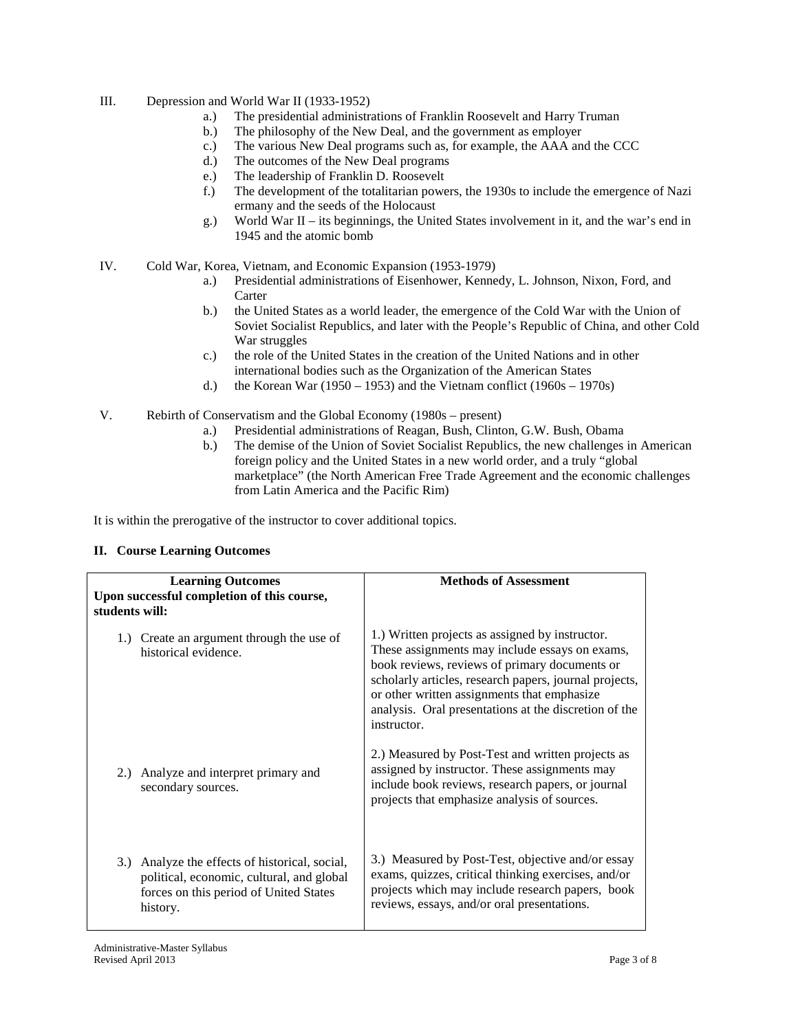III. Depression and World War II (1933-1952)
   - a.) The presidential administrations of Franklin Roosevelt and Harry Truman
   - b.) The philosophy of the New Deal, and the government as employer
   - c.) The various New Deal programs such as, for example, the AAA and the CCC
   - d.) The outcomes of the New Deal programs
   - e.) The leadership of Franklin D. Roosevelt
   - f.) The development of the totalitarian powers, the 1930s to include the emergence of Nazi ermany and the seeds of the Holocaust
   - g.) World War II – its beginnings, the United States involvement in it, and the war's end in 1945 and the atomic bomb

IV. Cold War, Korea, Vietnam, and Economic Expansion (1953-1979)
   - a.) Presidential administrations of Eisenhower, Kennedy, L. Johnson, Nixon, Ford, and Carter
   - b.) the United States as a world leader, the emergence of the Cold War with the Union of Soviet Socialist Republics, and later with the People's Republic of China, and other Cold War struggles
   - c.) the role of the United States in the creation of the United Nations and in other international bodies such as the Organization of the American States
   - d.) the Korean War (1950 – 1953) and the Vietnam conflict (1960s – 1970s)

V. Rebirth of Conservatism and the Global Economy (1980s – present)
   - a.) Presidential administrations of Reagan, Bush, Clinton, G.W. Bush, Obama
   - b.) The demise of the Union of Soviet Socialist Republics, the new challenges in American foreign policy and the United States in a new world order, and a truly "global marketplace" (the North American Free Trade Agreement and the economic challenges from Latin America and the Pacific Rim)

It is within the prerogative of the instructor to cover additional topics.

## II. Course Learning Outcomes

| **Learning Outcomes**<br>**Upon successful completion of this course, students will:** | **Methods of Assessment** |
|---|---|
| 1.) Create an argument through the use of historical evidence. | 1.) Written projects as assigned by instructor. These assignments may include essays on exams, book reviews, reviews of primary documents or scholarly articles, research papers, journal projects, or other written assignments that emphasize analysis. Oral presentations at the discretion of the instructor. |
| 2.) Analyze and interpret primary and secondary sources. | 2.) Measured by Post-Test and written projects as assigned by instructor. These assignments may include book reviews, research papers, or journal projects that emphasize analysis of sources. |
| 3.) Analyze the effects of historical, social, political, economic, cultural, and global forces on this period of United States history. | 3.) Measured by Post-Test, objective and/or essay exams, quizzes, critical thinking exercises, and/or projects which may include research papers, book reviews, essays, and/or oral presentations. |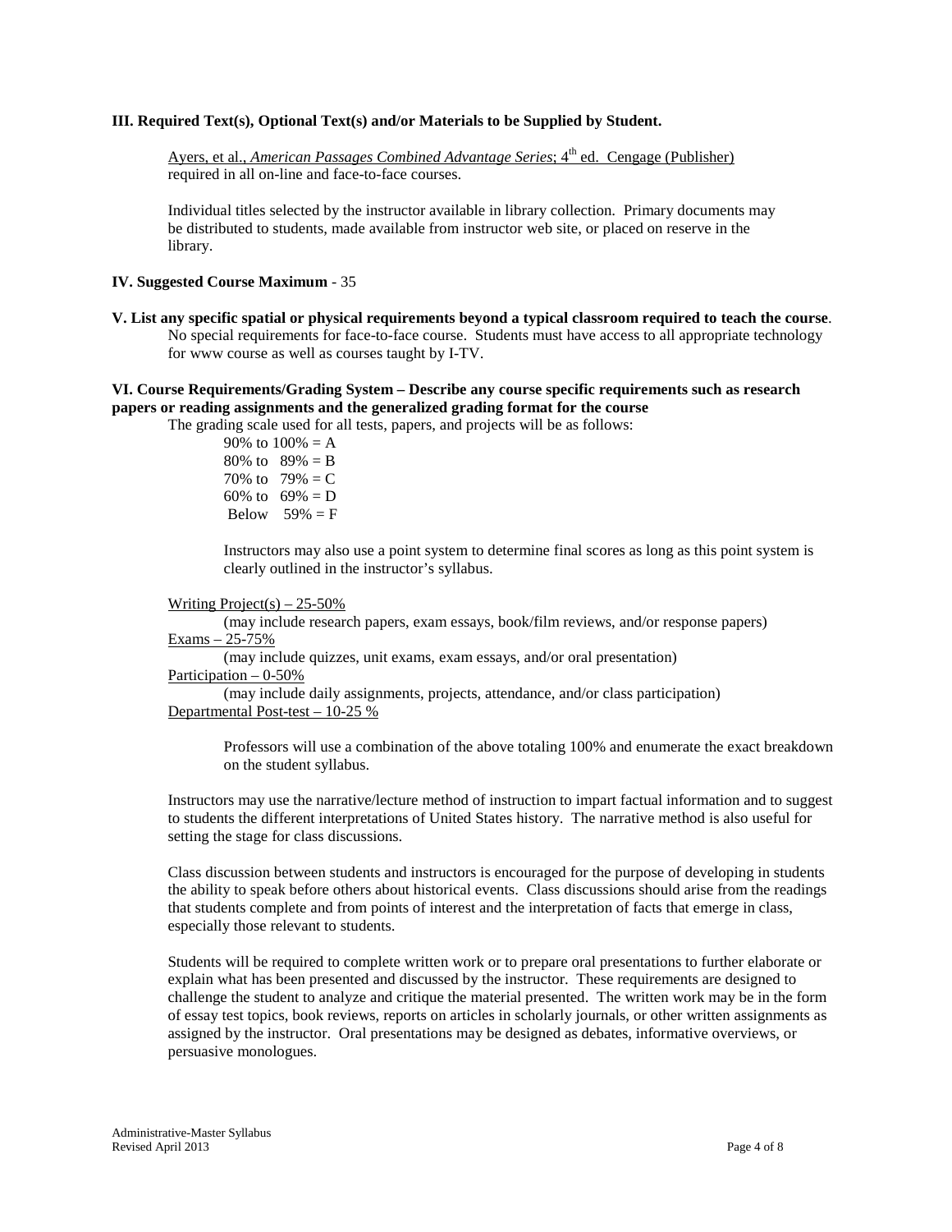**III. Required Text(s), Optional Text(s) and/or Materials to be Supplied by Student.**

Ayers, et al., *American Passages Combined Advantage Series*; 4th ed. Cengage (Publisher) required in all on-line and face-to-face courses.

Individual titles selected by the instructor available in library collection. Primary documents may be distributed to students, made available from instructor web site, or placed on reserve in the library.

**IV. Suggested Course Maximum** - 35

**V. List any specific spatial or physical requirements beyond a typical classroom required to teach the course**.
No special requirements for face-to-face course. Students must have access to all appropriate technology for www course as well as courses taught by I-TV.

**VI. Course Requirements/Grading System – Describe any course specific requirements such as research papers or reading assignments and the generalized grading format for the course**

The grading scale used for all tests, papers, and projects will be as follows:

90% to 100% = A
80% to 89% = B
70% to 79% = C
60% to 69% = D
Below 59% = F

Instructors may also use a point system to determine final scores as long as this point system is clearly outlined in the instructor's syllabus.

Writing Project(s) – 25-50%
(may include research papers, exam essays, book/film reviews, and/or response papers)
Exams – 25-75%
(may include quizzes, unit exams, exam essays, and/or oral presentation)
Participation – 0-50%
(may include daily assignments, projects, attendance, and/or class participation)
Departmental Post-test – 10-25 %

Professors will use a combination of the above totaling 100% and enumerate the exact breakdown on the student syllabus.

Instructors may use the narrative/lecture method of instruction to impart factual information and to suggest to students the different interpretations of United States history. The narrative method is also useful for setting the stage for class discussions.

Class discussion between students and instructors is encouraged for the purpose of developing in students the ability to speak before others about historical events. Class discussions should arise from the readings that students complete and from points of interest and the interpretation of facts that emerge in class, especially those relevant to students.

Students will be required to complete written work or to prepare oral presentations to further elaborate or explain what has been presented and discussed by the instructor. These requirements are designed to challenge the student to analyze and critique the material presented. The written work may be in the form of essay test topics, book reviews, reports on articles in scholarly journals, or other written assignments as assigned by the instructor. Oral presentations may be designed as debates, informative overviews, or persuasive monologues.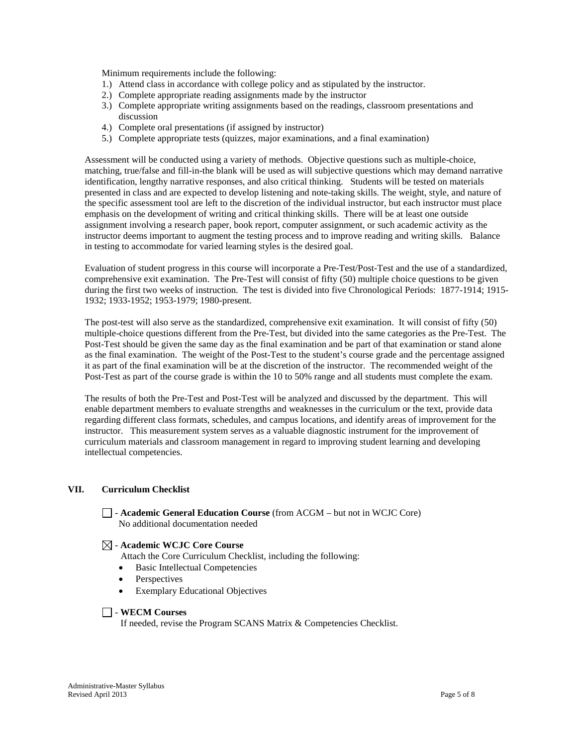Minimum requirements include the following:

1.) Attend class in accordance with college policy and as stipulated by the instructor.
2.) Complete appropriate reading assignments made by the instructor
3.) Complete appropriate writing assignments based on the readings, classroom presentations and discussion
4.) Complete oral presentations (if assigned by instructor)
5.) Complete appropriate tests (quizzes, major examinations, and a final examination)

Assessment will be conducted using a variety of methods. Objective questions such as multiple-choice, matching, true/false and fill-in-the blank will be used as will subjective questions which may demand narrative identification, lengthy narrative responses, and also critical thinking. Students will be tested on materials presented in class and are expected to develop listening and note-taking skills. The weight, style, and nature of the specific assessment tool are left to the discretion of the individual instructor, but each instructor must place emphasis on the development of writing and critical thinking skills. There will be at least one outside assignment involving a research paper, book report, computer assignment, or such academic activity as the instructor deems important to augment the testing process and to improve reading and writing skills. Balance in testing to accommodate for varied learning styles is the desired goal.

Evaluation of student progress in this course will incorporate a Pre-Test/Post-Test and the use of a standardized, comprehensive exit examination. The Pre-Test will consist of fifty (50) multiple choice questions to be given during the first two weeks of instruction. The test is divided into five Chronological Periods: 1877-1914; 1915-1932; 1933-1952; 1953-1979; 1980-present.

The post-test will also serve as the standardized, comprehensive exit examination. It will consist of fifty (50) multiple-choice questions different from the Pre-Test, but divided into the same categories as the Pre-Test. The Post-Test should be given the same day as the final examination and be part of that examination or stand alone as the final examination. The weight of the Post-Test to the student's course grade and the percentage assigned it as part of the final examination will be at the discretion of the instructor. The recommended weight of the Post-Test as part of the course grade is within the 10 to 50% range and all students must complete the exam.

The results of both the Pre-Test and Post-Test will be analyzed and discussed by the department. This will enable department members to evaluate strengths and weaknesses in the curriculum or the text, provide data regarding different class formats, schedules, and campus locations, and identify areas of improvement for the instructor. This measurement system serves as a valuable diagnostic instrument for the improvement of curriculum materials and classroom management in regard to improving student learning and developing intellectual competencies.

## VII. Curriculum Checklist

☐ - **Academic General Education Course** (from ACGM – but not in WCJC Core)
No additional documentation needed

☒ - **Academic WCJC Core Course**
Attach the Core Curriculum Checklist, including the following:

- Basic Intellectual Competencies
- Perspectives
- Exemplary Educational Objectives

☐ - **WECM Courses**
If needed, revise the Program SCANS Matrix & Competencies Checklist.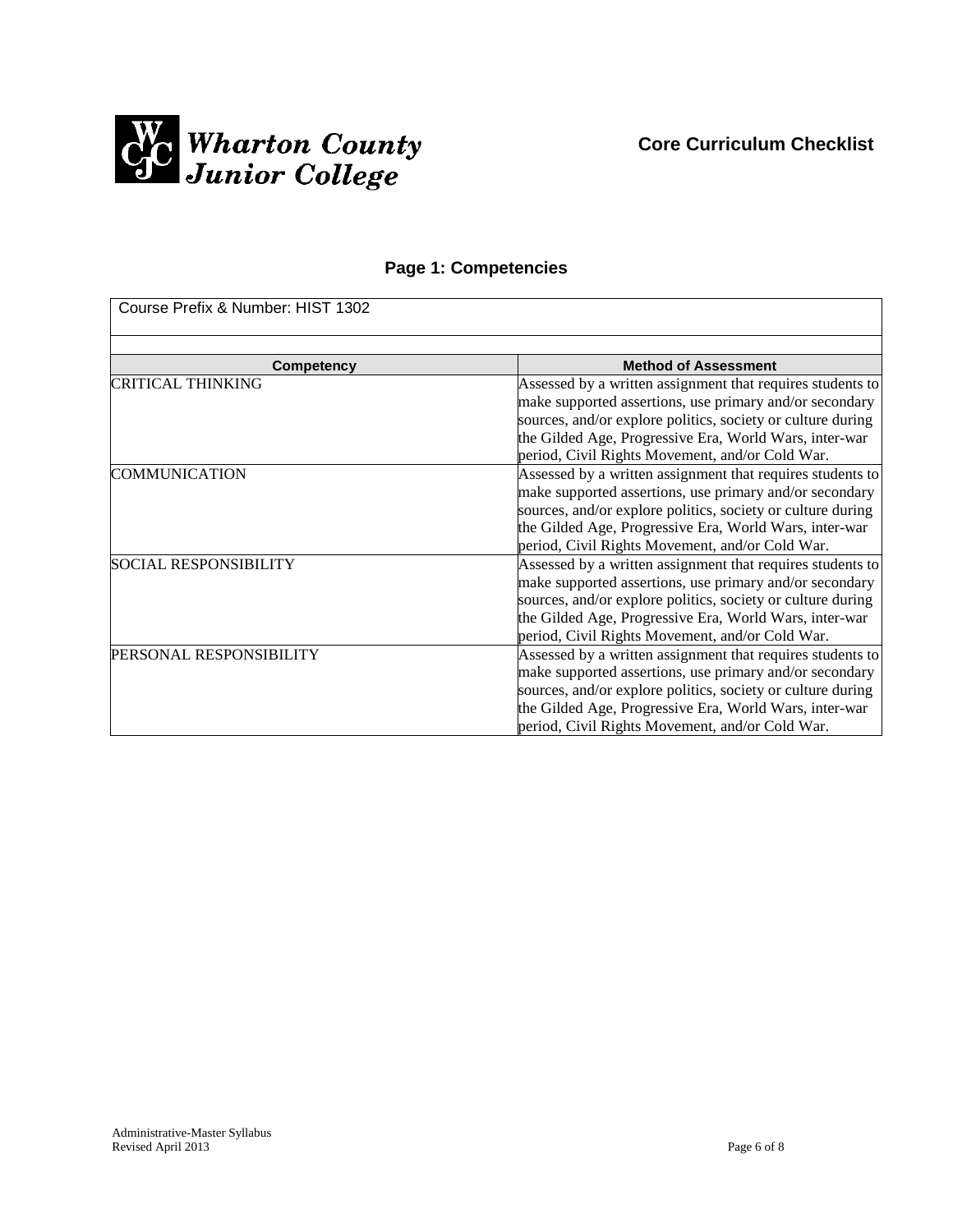**Wharton County Junior College**

**Core Curriculum Checklist**

## Page 1: Competencies

Course Prefix & Number: HIST 1302

| Competency | Method of Assessment |
|---|---|
| CRITICAL THINKING | Assessed by a written assignment that requires students to make supported assertions, use primary and/or secondary sources, and/or explore politics, society or culture during the Gilded Age, Progressive Era, World Wars, inter-war period, Civil Rights Movement, and/or Cold War. |
| COMMUNICATION | Assessed by a written assignment that requires students to make supported assertions, use primary and/or secondary sources, and/or explore politics, society or culture during the Gilded Age, Progressive Era, World Wars, inter-war period, Civil Rights Movement, and/or Cold War. |
| SOCIAL RESPONSIBILITY | Assessed by a written assignment that requires students to make supported assertions, use primary and/or secondary sources, and/or explore politics, society or culture during the Gilded Age, Progressive Era, World Wars, inter-war period, Civil Rights Movement, and/or Cold War. |
| PERSONAL RESPONSIBILITY | Assessed by a written assignment that requires students to make supported assertions, use primary and/or secondary sources, and/or explore politics, society or culture during the Gilded Age, Progressive Era, World Wars, inter-war period, Civil Rights Movement, and/or Cold War. |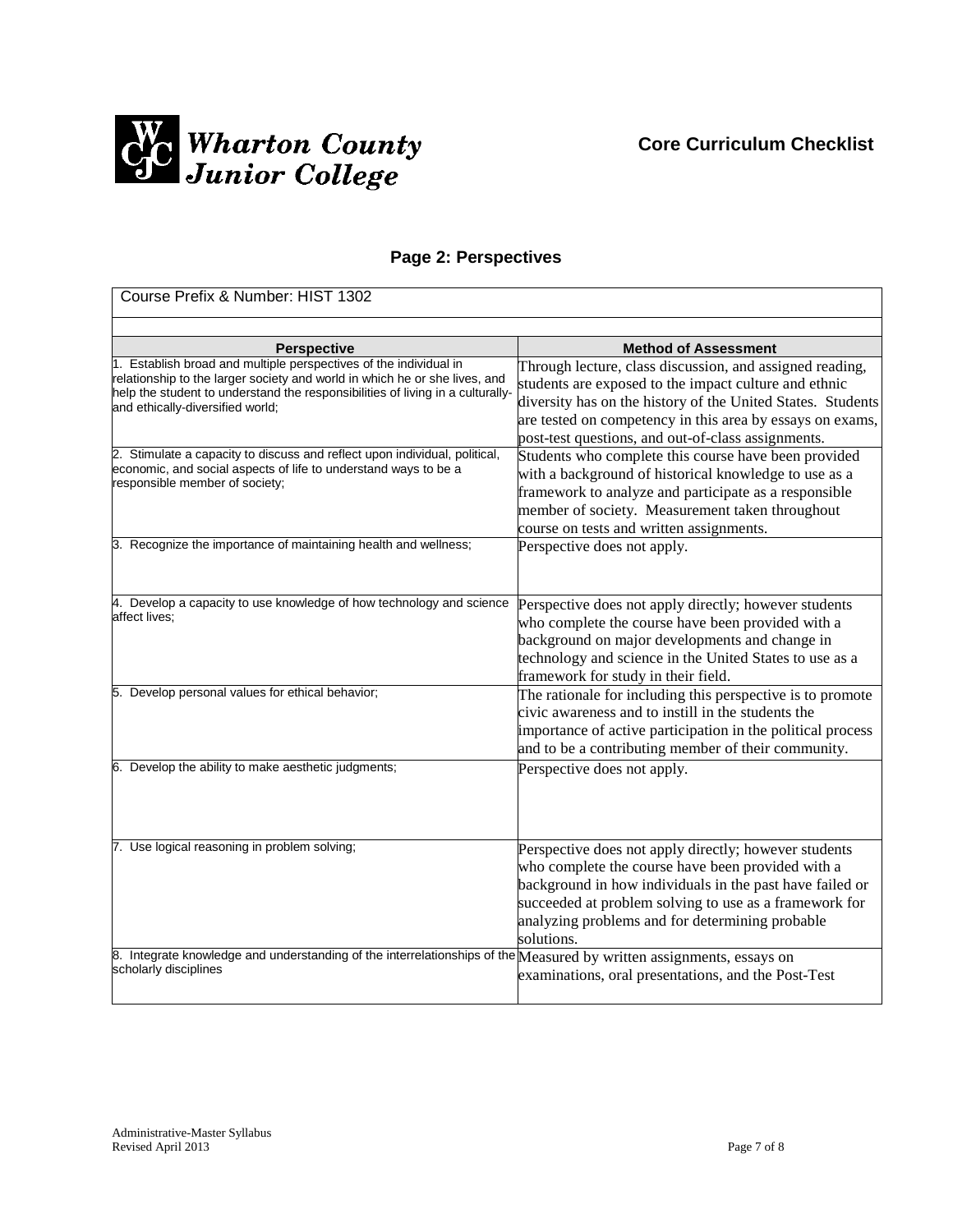**Wharton County Junior College**

## Core Curriculum Checklist

### Page 2: Perspectives

Course Prefix & Number: HIST 1302

| Perspective | Method of Assessment |
|---|---|
| 1. Establish broad and multiple perspectives of the individual in relationship to the larger society and world in which he or she lives, and help the student to understand the responsibilities of living in a culturally- and ethically-diversified world; | Through lecture, class discussion, and assigned reading, students are exposed to the impact culture and ethnic diversity has on the history of the United States. Students are tested on competency in this area by essays on exams, post-test questions, and out-of-class assignments. |
| 2. Stimulate a capacity to discuss and reflect upon individual, political, economic, and social aspects of life to understand ways to be a responsible member of society; | Students who complete this course have been provided with a background of historical knowledge to use as a framework to analyze and participate as a responsible member of society. Measurement taken throughout course on tests and written assignments. |
| 3. Recognize the importance of maintaining health and wellness; | Perspective does not apply. |
| 4. Develop a capacity to use knowledge of how technology and science affect lives; | Perspective does not apply directly; however students who complete the course have been provided with a background on major developments and change in technology and science in the United States to use as a framework for study in their field. |
| 5. Develop personal values for ethical behavior; | The rationale for including this perspective is to promote civic awareness and to instill in the students the importance of active participation in the political process and to be a contributing member of their community. |
| 6. Develop the ability to make aesthetic judgments; | Perspective does not apply. |
| 7. Use logical reasoning in problem solving; | Perspective does not apply directly; however students who complete the course have been provided with a background in how individuals in the past have failed or succeeded at problem solving to use as a framework for analyzing problems and for determining probable solutions. |
| 8. Integrate knowledge and understanding of the interrelationships of the scholarly disciplines | Measured by written assignments, essays on examinations, oral presentations, and the Post-Test |

Administrative-Master Syllabus
Revised April 2013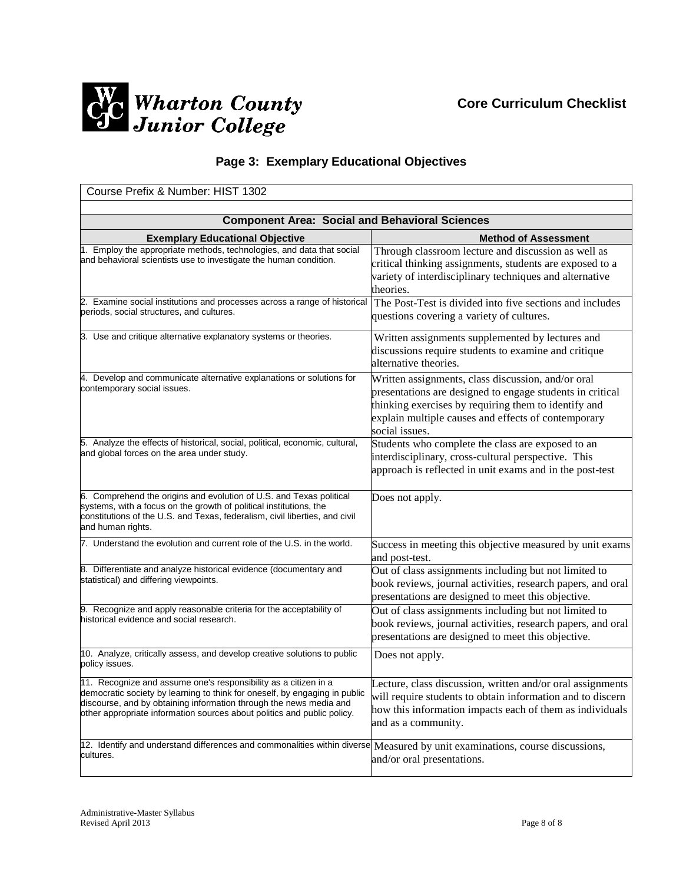**Wharton County Junior College**

**Core Curriculum Checklist**

## Page 3: Exemplary Educational Objectives

Course Prefix & Number: HIST 1302

**Component Area: Social and Behavioral Sciences**

| Exemplary Educational Objective | Method of Assessment |
|---|---|
| 1. Employ the appropriate methods, technologies, and data that social and behavioral scientists use to investigate the human condition. | Through classroom lecture and discussion as well as critical thinking assignments, students are exposed to a variety of interdisciplinary techniques and alternative theories. |
| 2. Examine social institutions and processes across a range of historical periods, social structures, and cultures. | The Post-Test is divided into five sections and includes questions covering a variety of cultures. |
| 3. Use and critique alternative explanatory systems or theories. | Written assignments supplemented by lectures and discussions require students to examine and critique alternative theories. |
| 4. Develop and communicate alternative explanations or solutions for contemporary social issues. | Written assignments, class discussion, and/or oral presentations are designed to engage students in critical thinking exercises by requiring them to identify and explain multiple causes and effects of contemporary social issues. |
| 5. Analyze the effects of historical, social, political, economic, cultural, and global forces on the area under study. | Students who complete the class are exposed to an interdisciplinary, cross-cultural perspective. This approach is reflected in unit exams and in the post-test |
| 6. Comprehend the origins and evolution of U.S. and Texas political systems, with a focus on the growth of political institutions, the constitutions of the U.S. and Texas, federalism, civil liberties, and civil and human rights. | Does not apply. |
| 7. Understand the evolution and current role of the U.S. in the world. | Success in meeting this objective measured by unit exams and post-test. |
| 8. Differentiate and analyze historical evidence (documentary and statistical) and differing viewpoints. | Out of class assignments including but not limited to book reviews, journal activities, research papers, and oral presentations are designed to meet this objective. |
| 9. Recognize and apply reasonable criteria for the acceptability of historical evidence and social research. | Out of class assignments including but not limited to book reviews, journal activities, research papers, and oral presentations are designed to meet this objective. |
| 10. Analyze, critically assess, and develop creative solutions to public policy issues. | Does not apply. |
| 11. Recognize and assume one's responsibility as a citizen in a democratic society by learning to think for oneself, by engaging in public discourse, and by obtaining information through the news media and other appropriate information sources about politics and public policy. | Lecture, class discussion, written and/or oral assignments will require students to obtain information and to discern how this information impacts each of them as individuals and as a community. |
| 12. Identify and understand differences and commonalities within diverse cultures. | Measured by unit examinations, course discussions, and/or oral presentations. |

Administrative-Master Syllabus
Revised April 2013